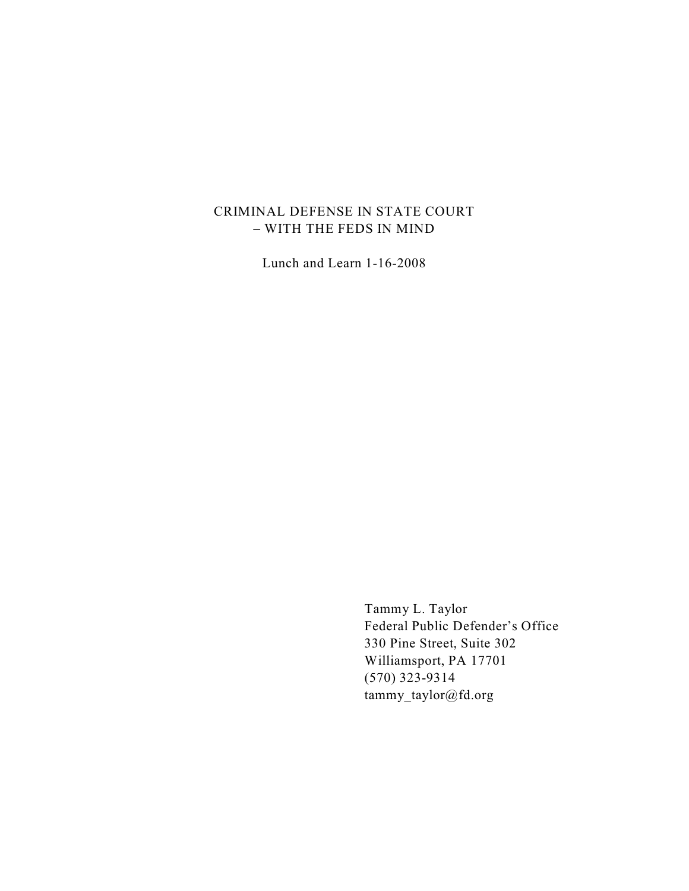# CRIMINAL DEFENSE IN STATE COURT – WITH THE FEDS IN MIND

Lunch and Learn 1-16-2008

Tammy L. Taylor
Federal Public Defender's Office
330 Pine Street, Suite 302
Williamsport, PA 17701
(570) 323-9314
tammy_taylor@fd.org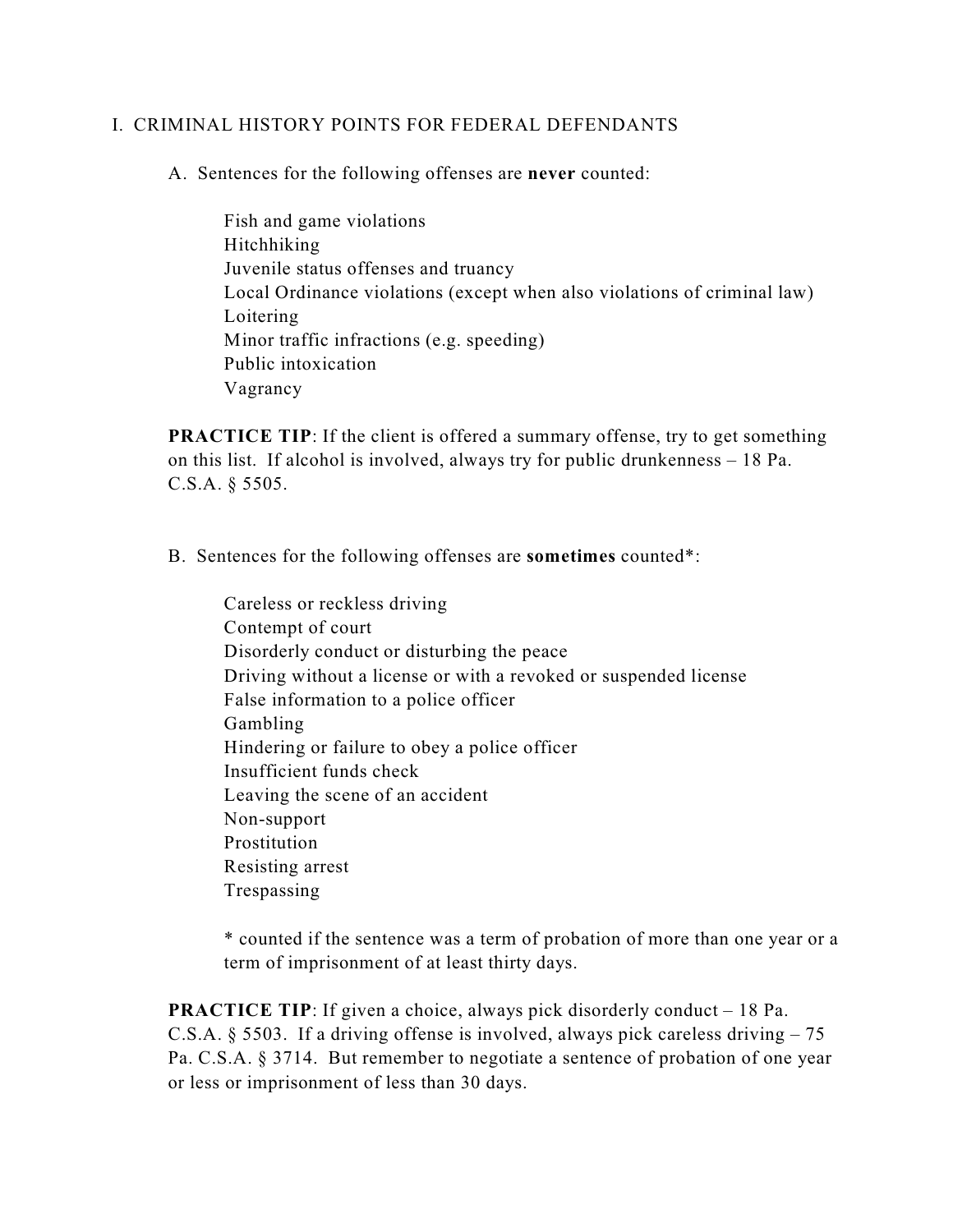## I. CRIMINAL HISTORY POINTS FOR FEDERAL DEFENDANTS

### A. Sentences for the following offenses are **never** counted:

Fish and game violations
Hitchhiking
Juvenile status offenses and truancy
Local Ordinance violations (except when also violations of criminal law)
Loitering
Minor traffic infractions (e.g. speeding)
Public intoxication
Vagrancy

**PRACTICE TIP**: If the client is offered a summary offense, try to get something on this list. If alcohol is involved, always try for public drunkenness – 18 Pa. C.S.A. § 5505.

### B. Sentences for the following offenses are **sometimes** counted*:

Careless or reckless driving
Contempt of court
Disorderly conduct or disturbing the peace
Driving without a license or with a revoked or suspended license
False information to a police officer
Gambling
Hindering or failure to obey a police officer
Insufficient funds check
Leaving the scene of an accident
Non-support
Prostitution
Resisting arrest
Trespassing

\* counted if the sentence was a term of probation of more than one year or a term of imprisonment of at least thirty days.

**PRACTICE TIP**: If given a choice, always pick disorderly conduct – 18 Pa. C.S.A. § 5503. If a driving offense is involved, always pick careless driving – 75 Pa. C.S.A. § 3714. But remember to negotiate a sentence of probation of one year or less or imprisonment of less than 30 days.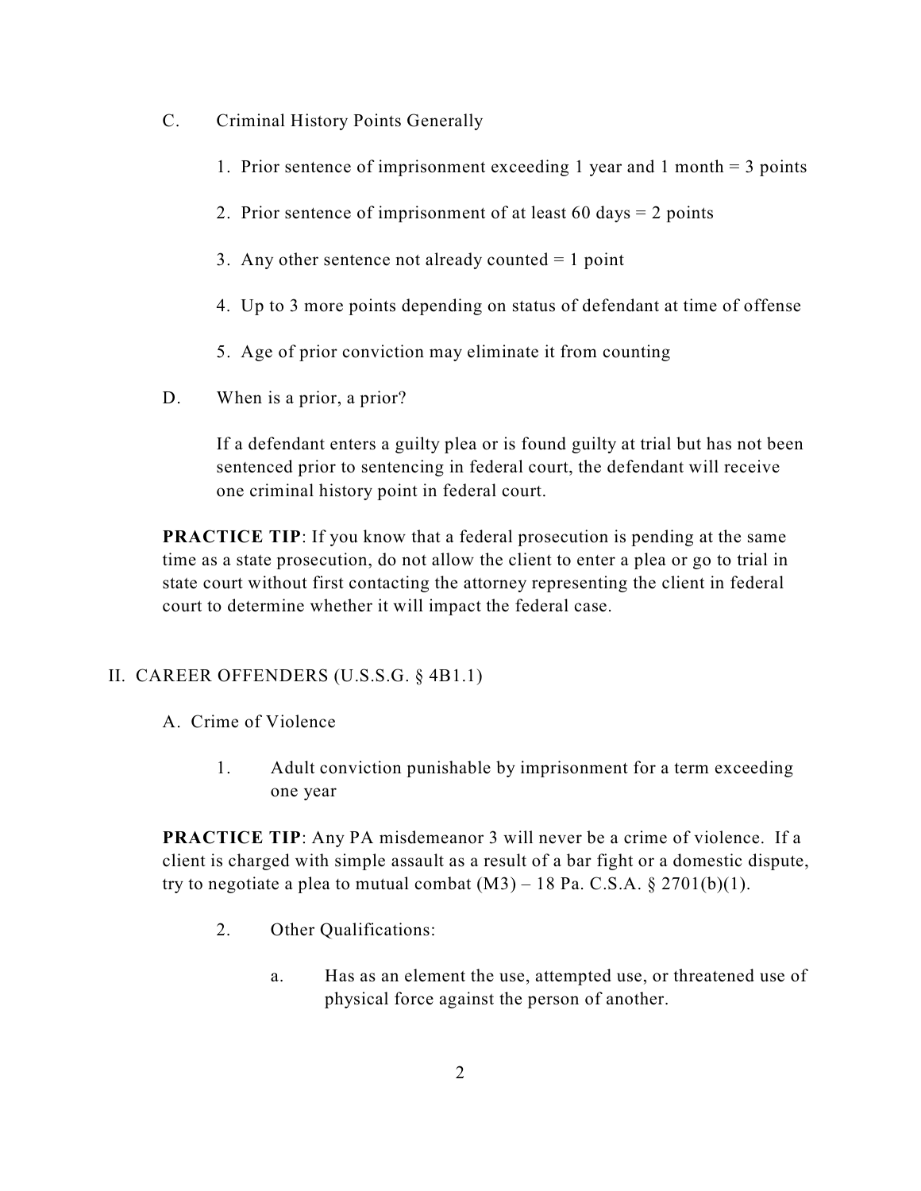C. Criminal History Points Generally

1. Prior sentence of imprisonment exceeding 1 year and 1 month = 3 points
2. Prior sentence of imprisonment of at least 60 days = 2 points
3. Any other sentence not already counted = 1 point
4. Up to 3 more points depending on status of defendant at time of offense
5. Age of prior conviction may eliminate it from counting

D. When is a prior, a prior?

If a defendant enters a guilty plea or is found guilty at trial but has not been sentenced prior to sentencing in federal court, the defendant will receive one criminal history point in federal court.

**PRACTICE TIP**: If you know that a federal prosecution is pending at the same time as a state prosecution, do not allow the client to enter a plea or go to trial in state court without first contacting the attorney representing the client in federal court to determine whether it will impact the federal case.

## II. CAREER OFFENDERS (U.S.S.G. § 4B1.1)

A. Crime of Violence

1. Adult conviction punishable by imprisonment for a term exceeding one year

**PRACTICE TIP**: Any PA misdemeanor 3 will never be a crime of violence. If a client is charged with simple assault as a result of a bar fight or a domestic dispute, try to negotiate a plea to mutual combat (M3) – 18 Pa. C.S.A. § 2701(b)(1).

2. Other Qualifications:

   a. Has as an element the use, attempted use, or threatened use of physical force against the person of another.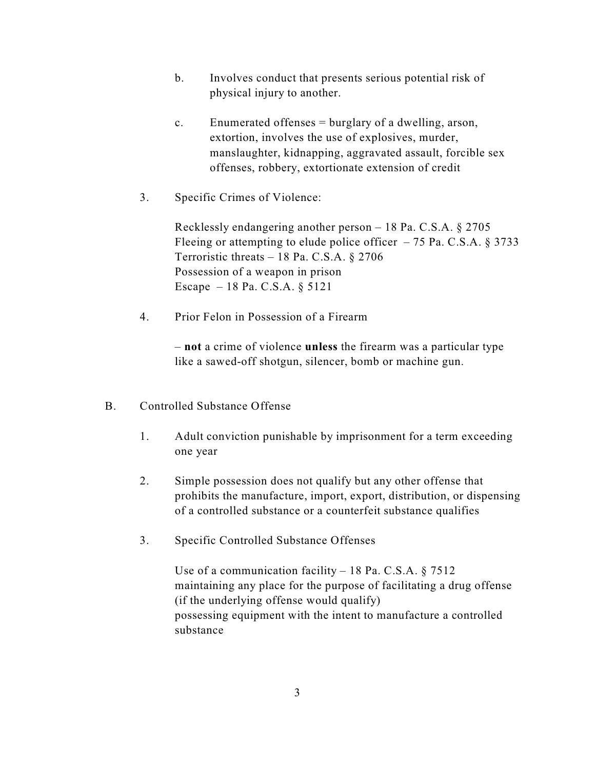b. Involves conduct that presents serious potential risk of physical injury to another.

c. Enumerated offenses = burglary of a dwelling, arson, extortion, involves the use of explosives, murder, manslaughter, kidnapping, aggravated assault, forcible sex offenses, robbery, extortionate extension of credit

3. Specific Crimes of Violence:

   Recklessly endangering another person – 18 Pa. C.S.A. § 2705
   Fleeing or attempting to elude police officer – 75 Pa. C.S.A. § 3733
   Terroristic threats – 18 Pa. C.S.A. § 2706
   Possession of a weapon in prison
   Escape – 18 Pa. C.S.A. § 5121

4. Prior Felon in Possession of a Firearm

   – **not** a crime of violence **unless** the firearm was a particular type like a sawed-off shotgun, silencer, bomb or machine gun.

B. Controlled Substance Offense

1. Adult conviction punishable by imprisonment for a term exceeding one year

2. Simple possession does not qualify but any other offense that prohibits the manufacture, import, export, distribution, or dispensing of a controlled substance or a counterfeit substance qualifies

3. Specific Controlled Substance Offenses

   Use of a communication facility – 18 Pa. C.S.A. § 7512
   maintaining any place for the purpose of facilitating a drug offense (if the underlying offense would qualify)
   possessing equipment with the intent to manufacture a controlled substance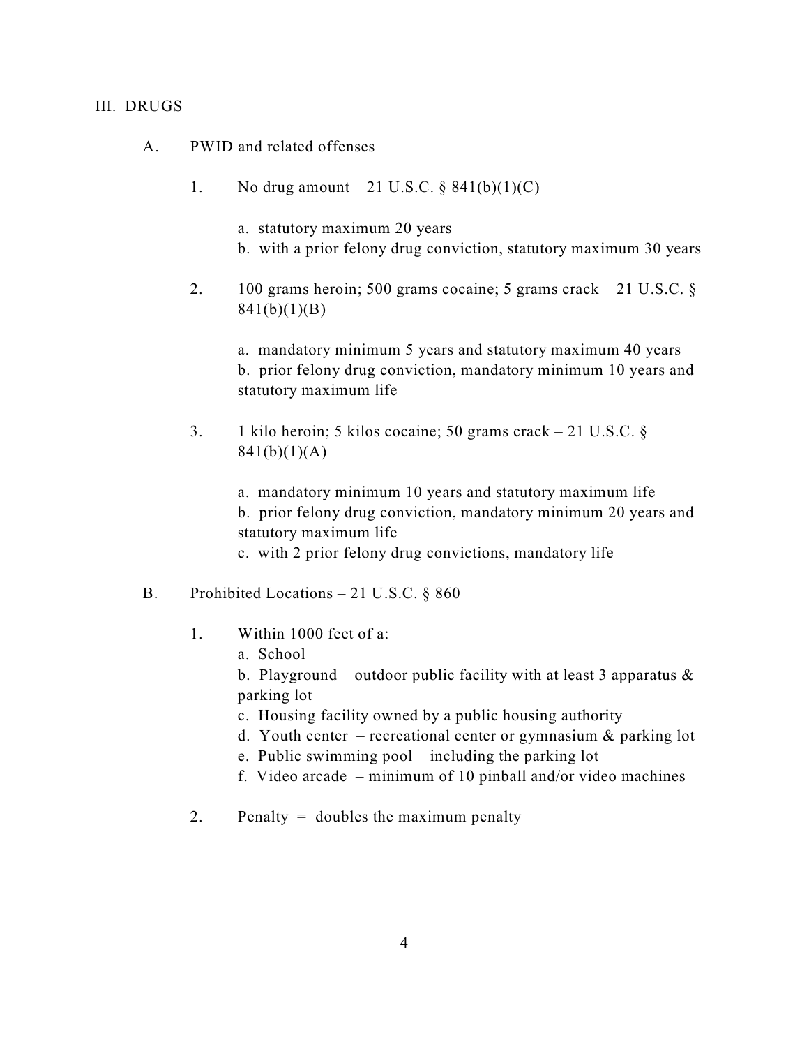## III. DRUGS

### A. PWID and related offenses

1. No drug amount – 21 U.S.C. § 841(b)(1)(C)

   a. statutory maximum 20 years
   b. with a prior felony drug conviction, statutory maximum 30 years

2. 100 grams heroin; 500 grams cocaine; 5 grams crack – 21 U.S.C. § 841(b)(1)(B)

   a. mandatory minimum 5 years and statutory maximum 40 years
   b. prior felony drug conviction, mandatory minimum 10 years and statutory maximum life

3. 1 kilo heroin; 5 kilos cocaine; 50 grams crack – 21 U.S.C. § 841(b)(1)(A)

   a. mandatory minimum 10 years and statutory maximum life
   b. prior felony drug conviction, mandatory minimum 20 years and statutory maximum life
   c. with 2 prior felony drug convictions, mandatory life

### B. Prohibited Locations – 21 U.S.C. § 860

1. Within 1000 feet of a:
   a. School
   b. Playground – outdoor public facility with at least 3 apparatus & parking lot
   c. Housing facility owned by a public housing authority
   d. Youth center – recreational center or gymnasium & parking lot
   e. Public swimming pool – including the parking lot
   f. Video arcade – minimum of 10 pinball and/or video machines

2. Penalty = doubles the maximum penalty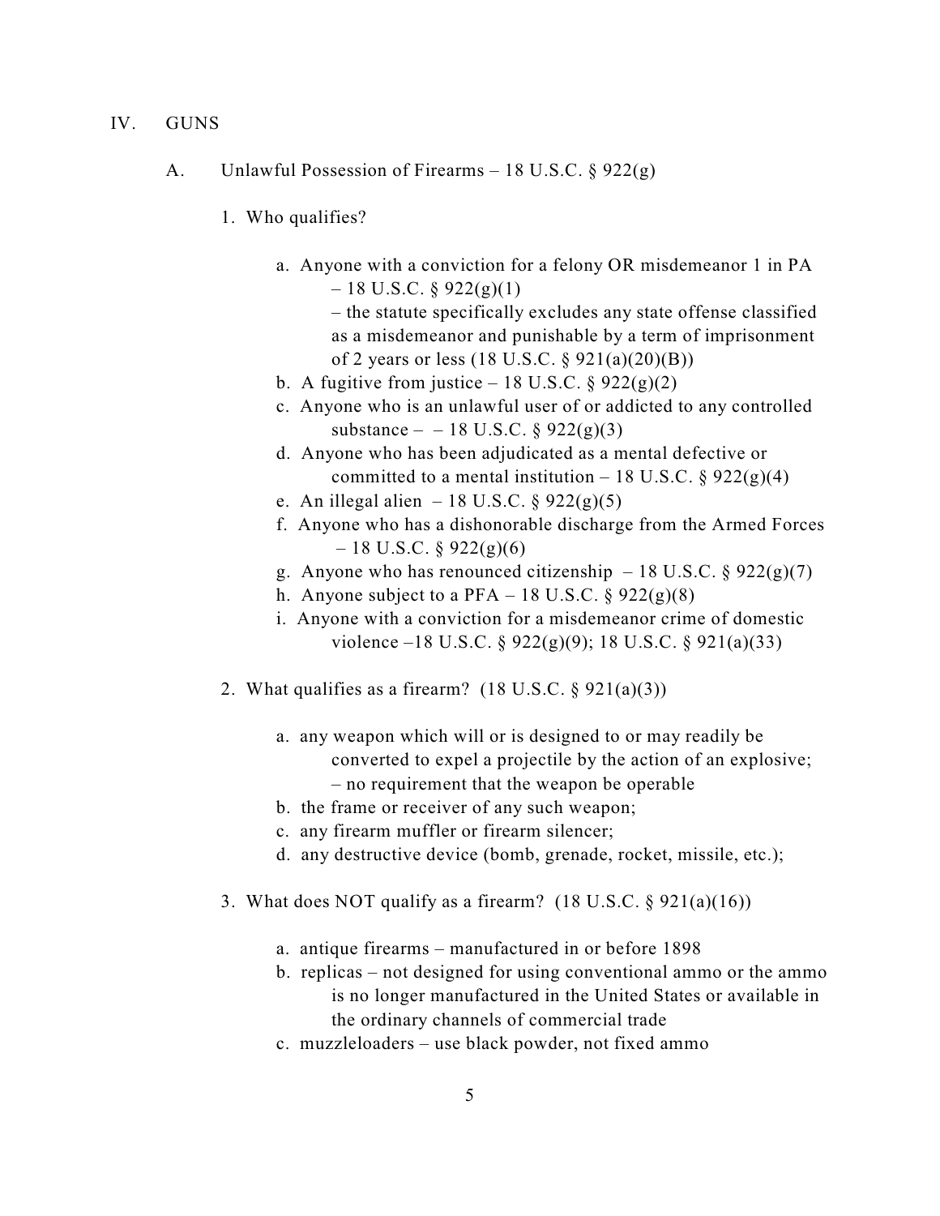# IV. GUNS

## A. Unlawful Possession of Firearms – 18 U.S.C. § 922(g)

### 1. Who qualifies?

a. Anyone with a conviction for a felony OR misdemeanor 1 in PA – 18 U.S.C. § 922(g)(1)
   – the statute specifically excludes any state offense classified as a misdemeanor and punishable by a term of imprisonment of 2 years or less (18 U.S.C. § 921(a)(20)(B))

b. A fugitive from justice – 18 U.S.C. § 922(g)(2)

c. Anyone who is an unlawful user of or addicted to any controlled substance – – 18 U.S.C. § 922(g)(3)

d. Anyone who has been adjudicated as a mental defective or committed to a mental institution – 18 U.S.C. § 922(g)(4)

e. An illegal alien – 18 U.S.C. § 922(g)(5)

f. Anyone who has a dishonorable discharge from the Armed Forces – 18 U.S.C. § 922(g)(6)

g. Anyone who has renounced citizenship – 18 U.S.C. § 922(g)(7)

h. Anyone subject to a PFA – 18 U.S.C. § 922(g)(8)

i. Anyone with a conviction for a misdemeanor crime of domestic violence –18 U.S.C. § 922(g)(9); 18 U.S.C. § 921(a)(33)

### 2. What qualifies as a firearm? (18 U.S.C. § 921(a)(3))

a. any weapon which will or is designed to or may readily be converted to expel a projectile by the action of an explosive;
   – no requirement that the weapon be operable

b. the frame or receiver of any such weapon;

c. any firearm muffler or firearm silencer;

d. any destructive device (bomb, grenade, rocket, missile, etc.);

### 3. What does NOT qualify as a firearm? (18 U.S.C. § 921(a)(16))

a. antique firearms – manufactured in or before 1898

b. replicas – not designed for using conventional ammo or the ammo is no longer manufactured in the United States or available in the ordinary channels of commercial trade

c. muzzleloaders – use black powder, not fixed ammo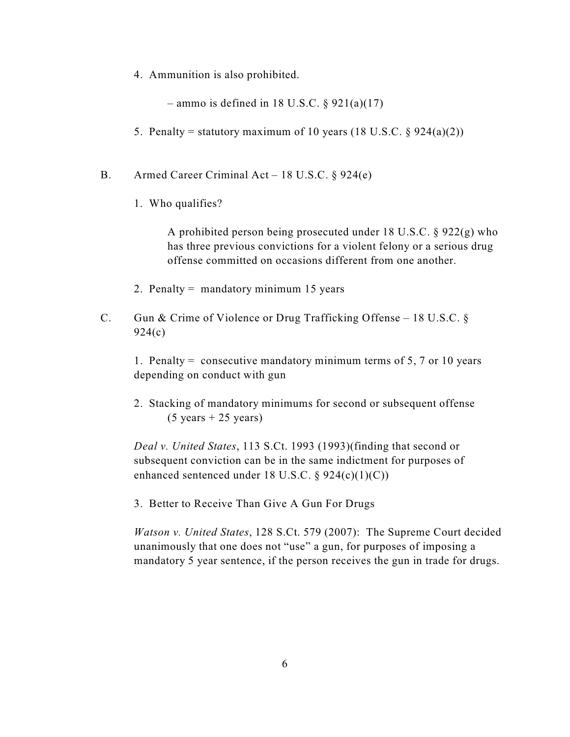4. Ammunition is also prohibited.

   – ammo is defined in 18 U.S.C. § 921(a)(17)

5. Penalty = statutory maximum of 10 years (18 U.S.C. § 924(a)(2))

B. Armed Career Criminal Act – 18 U.S.C. § 924(e)

   1. Who qualifies?

      A prohibited person being prosecuted under 18 U.S.C. § 922(g) who has three previous convictions for a violent felony or a serious drug offense committed on occasions different from one another.

   2. Penalty = mandatory minimum 15 years

C. Gun & Crime of Violence or Drug Trafficking Offense – 18 U.S.C. § 924(c)

   1. Penalty = consecutive mandatory minimum terms of 5, 7 or 10 years depending on conduct with gun

   2. Stacking of mandatory minimums for second or subsequent offense (5 years + 25 years)

   *Deal v. United States*, 113 S.Ct. 1993 (1993)(finding that second or subsequent conviction can be in the same indictment for purposes of enhanced sentenced under 18 U.S.C. § 924(c)(1)(C))

   3. Better to Receive Than Give A Gun For Drugs

   *Watson v. United States*, 128 S.Ct. 579 (2007): The Supreme Court decided unanimously that one does not "use" a gun, for purposes of imposing a mandatory 5 year sentence, if the person receives the gun in trade for drugs.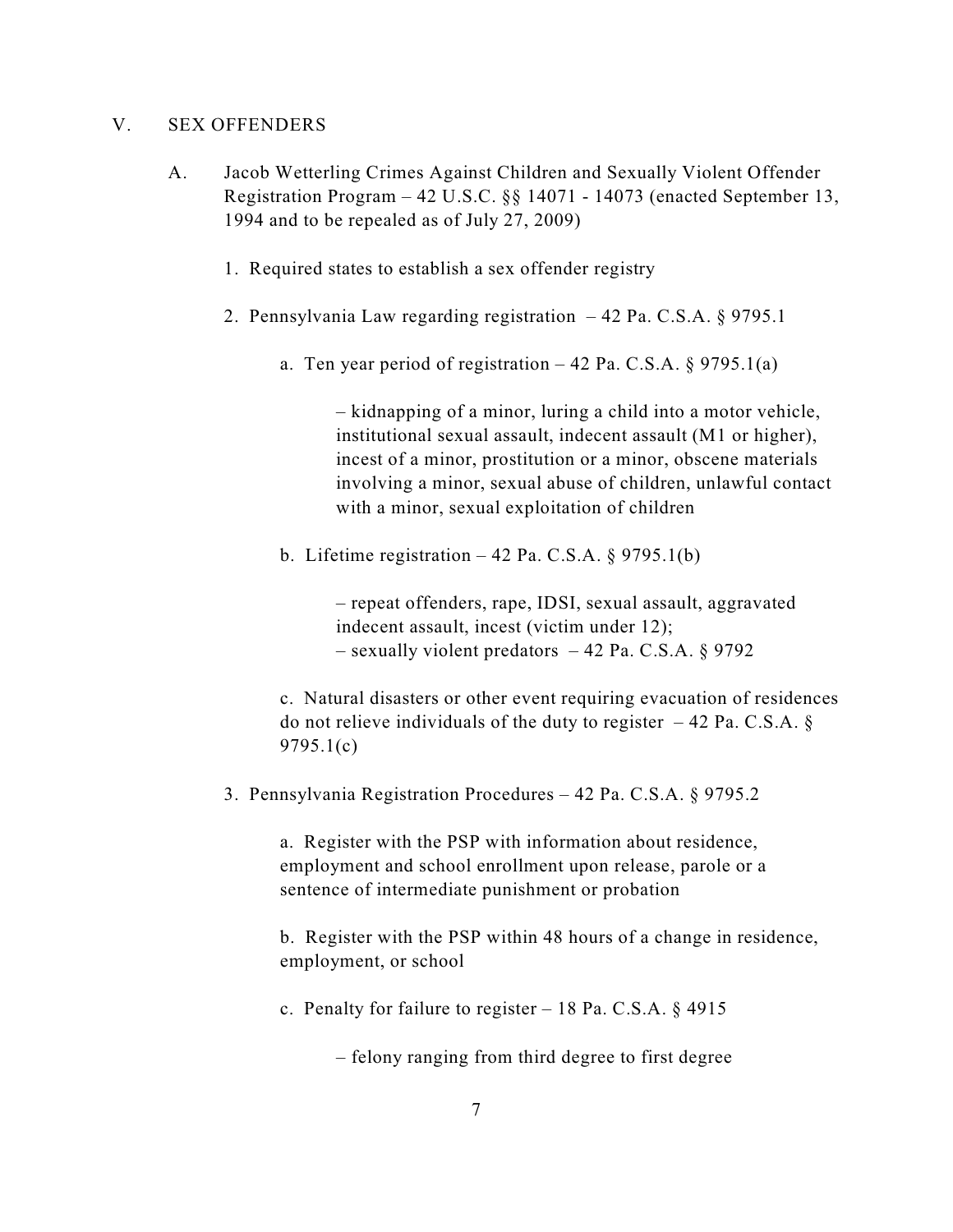## V. SEX OFFENDERS

### A. Jacob Wetterling Crimes Against Children and Sexually Violent Offender Registration Program – 42 U.S.C. §§ 14071 - 14073 (enacted September 13, 1994 and to be repealed as of July 27, 2009)

1. Required states to establish a sex offender registry

2. Pennsylvania Law regarding registration – 42 Pa. C.S.A. § 9795.1

   a. Ten year period of registration – 42 Pa. C.S.A. § 9795.1(a)

      – kidnapping of a minor, luring a child into a motor vehicle, institutional sexual assault, indecent assault (M1 or higher), incest of a minor, prostitution or a minor, obscene materials involving a minor, sexual abuse of children, unlawful contact with a minor, sexual exploitation of children

   b. Lifetime registration – 42 Pa. C.S.A. § 9795.1(b)

      – repeat offenders, rape, IDSI, sexual assault, aggravated indecent assault, incest (victim under 12);
      – sexually violent predators – 42 Pa. C.S.A. § 9792

   c. Natural disasters or other event requiring evacuation of residences do not relieve individuals of the duty to register – 42 Pa. C.S.A. § 9795.1(c)

3. Pennsylvania Registration Procedures – 42 Pa. C.S.A. § 9795.2

   a. Register with the PSP with information about residence, employment and school enrollment upon release, parole or a sentence of intermediate punishment or probation

   b. Register with the PSP within 48 hours of a change in residence, employment, or school

   c. Penalty for failure to register – 18 Pa. C.S.A. § 4915

      – felony ranging from third degree to first degree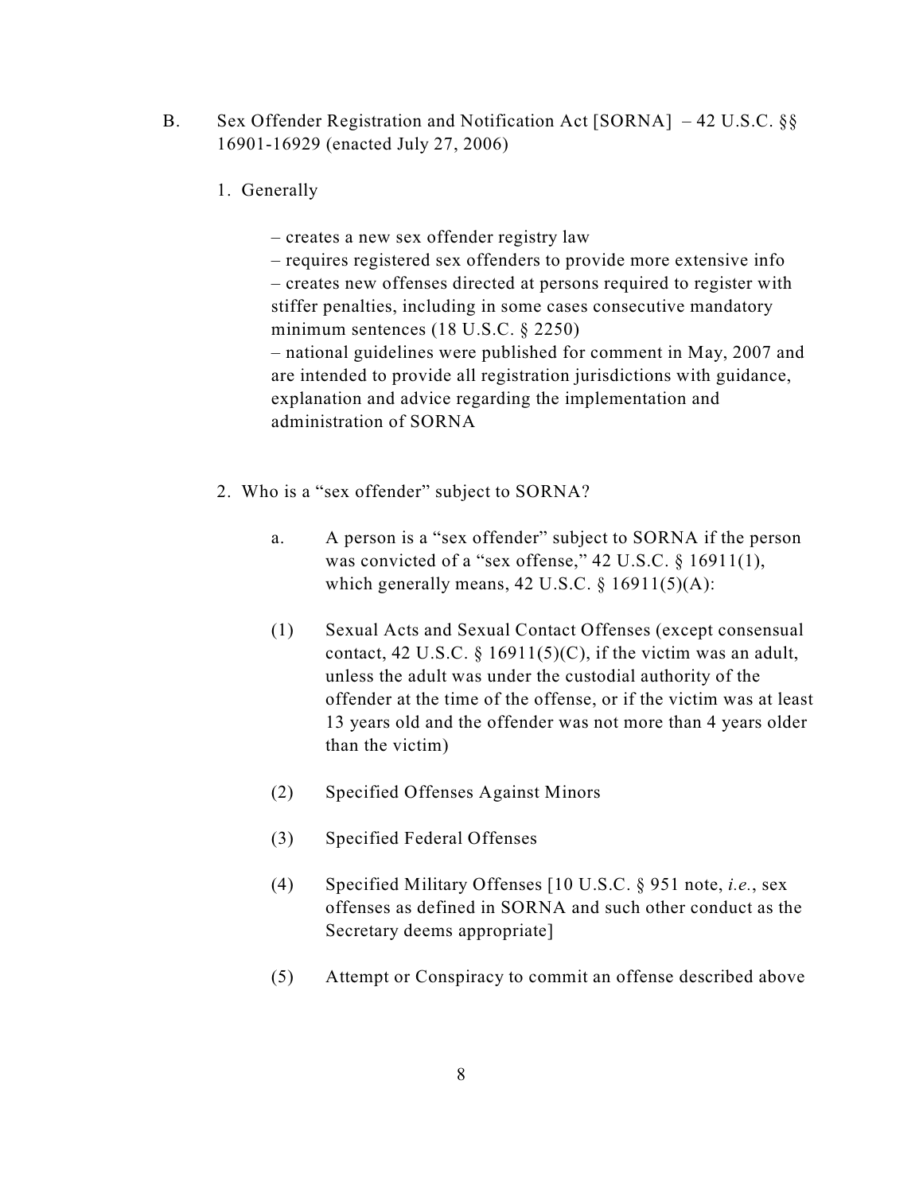B. Sex Offender Registration and Notification Act [SORNA] – 42 U.S.C. §§ 16901-16929 (enacted July 27, 2006)

1. Generally

– creates a new sex offender registry law
– requires registered sex offenders to provide more extensive info
– creates new offenses directed at persons required to register with stiffer penalties, including in some cases consecutive mandatory minimum sentences (18 U.S.C. § 2250)
– national guidelines were published for comment in May, 2007 and are intended to provide all registration jurisdictions with guidance, explanation and advice regarding the implementation and administration of SORNA

2. Who is a "sex offender" subject to SORNA?

a. A person is a "sex offender" subject to SORNA if the person was convicted of a "sex offense," 42 U.S.C. § 16911(1), which generally means, 42 U.S.C. § 16911(5)(A):

(1) Sexual Acts and Sexual Contact Offenses (except consensual contact, 42 U.S.C. § 16911(5)(C), if the victim was an adult, unless the adult was under the custodial authority of the offender at the time of the offense, or if the victim was at least 13 years old and the offender was not more than 4 years older than the victim)

(2) Specified Offenses Against Minors

(3) Specified Federal Offenses

(4) Specified Military Offenses [10 U.S.C. § 951 note, *i.e.*, sex offenses as defined in SORNA and such other conduct as the Secretary deems appropriate]

(5) Attempt or Conspiracy to commit an offense described above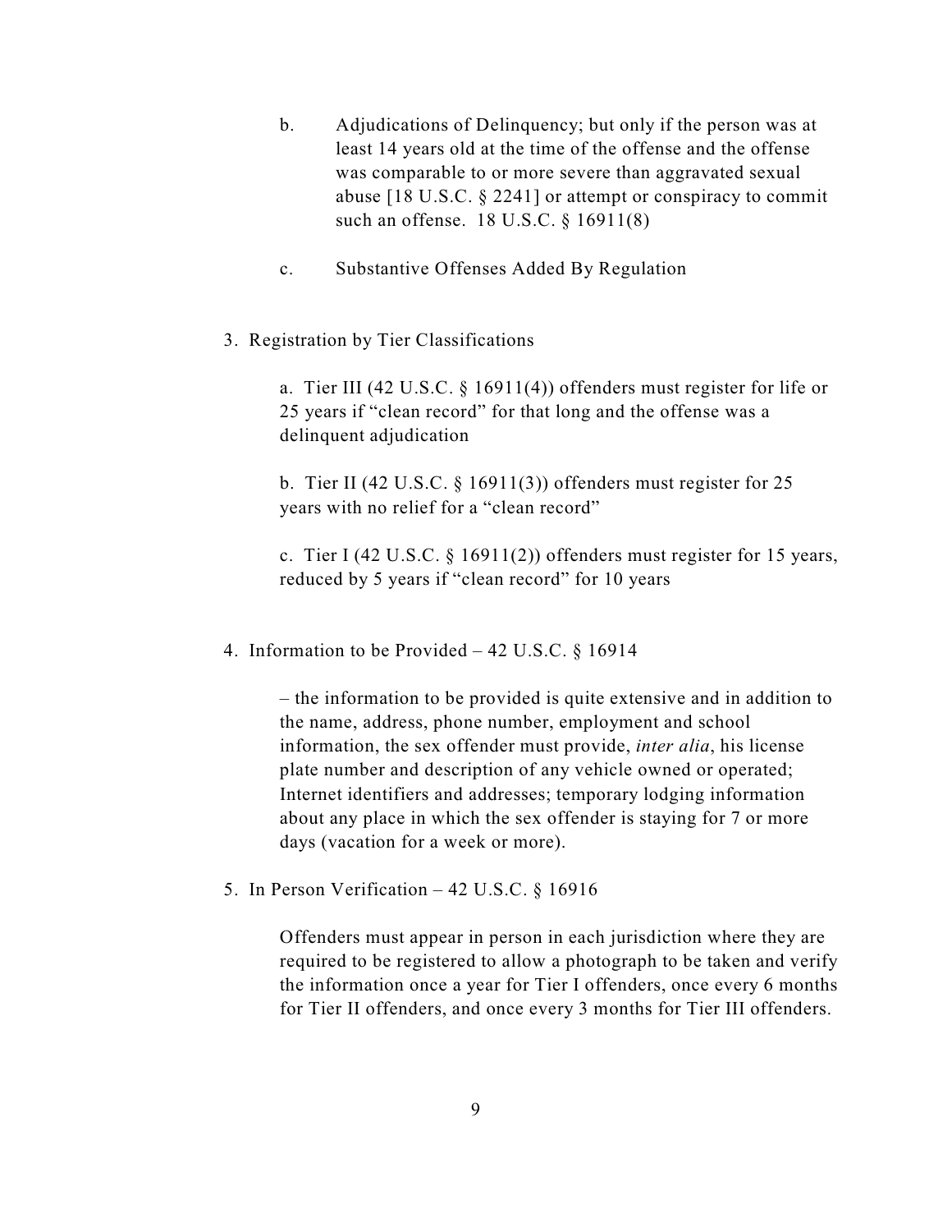b. Adjudications of Delinquency; but only if the person was at least 14 years old at the time of the offense and the offense was comparable to or more severe than aggravated sexual abuse [18 U.S.C. § 2241] or attempt or conspiracy to commit such an offense. 18 U.S.C. § 16911(8)

c. Substantive Offenses Added By Regulation

3. Registration by Tier Classifications

   a. Tier III (42 U.S.C. § 16911(4)) offenders must register for life or 25 years if "clean record" for that long and the offense was a delinquent adjudication

   b. Tier II (42 U.S.C. § 16911(3)) offenders must register for 25 years with no relief for a "clean record"

   c. Tier I (42 U.S.C. § 16911(2)) offenders must register for 15 years, reduced by 5 years if "clean record" for 10 years

4. Information to be Provided – 42 U.S.C. § 16914

   – the information to be provided is quite extensive and in addition to the name, address, phone number, employment and school information, the sex offender must provide, *inter alia*, his license plate number and description of any vehicle owned or operated; Internet identifiers and addresses; temporary lodging information about any place in which the sex offender is staying for 7 or more days (vacation for a week or more).

5. In Person Verification – 42 U.S.C. § 16916

   Offenders must appear in person in each jurisdiction where they are required to be registered to allow a photograph to be taken and verify the information once a year for Tier I offenders, once every 6 months for Tier II offenders, and once every 3 months for Tier III offenders.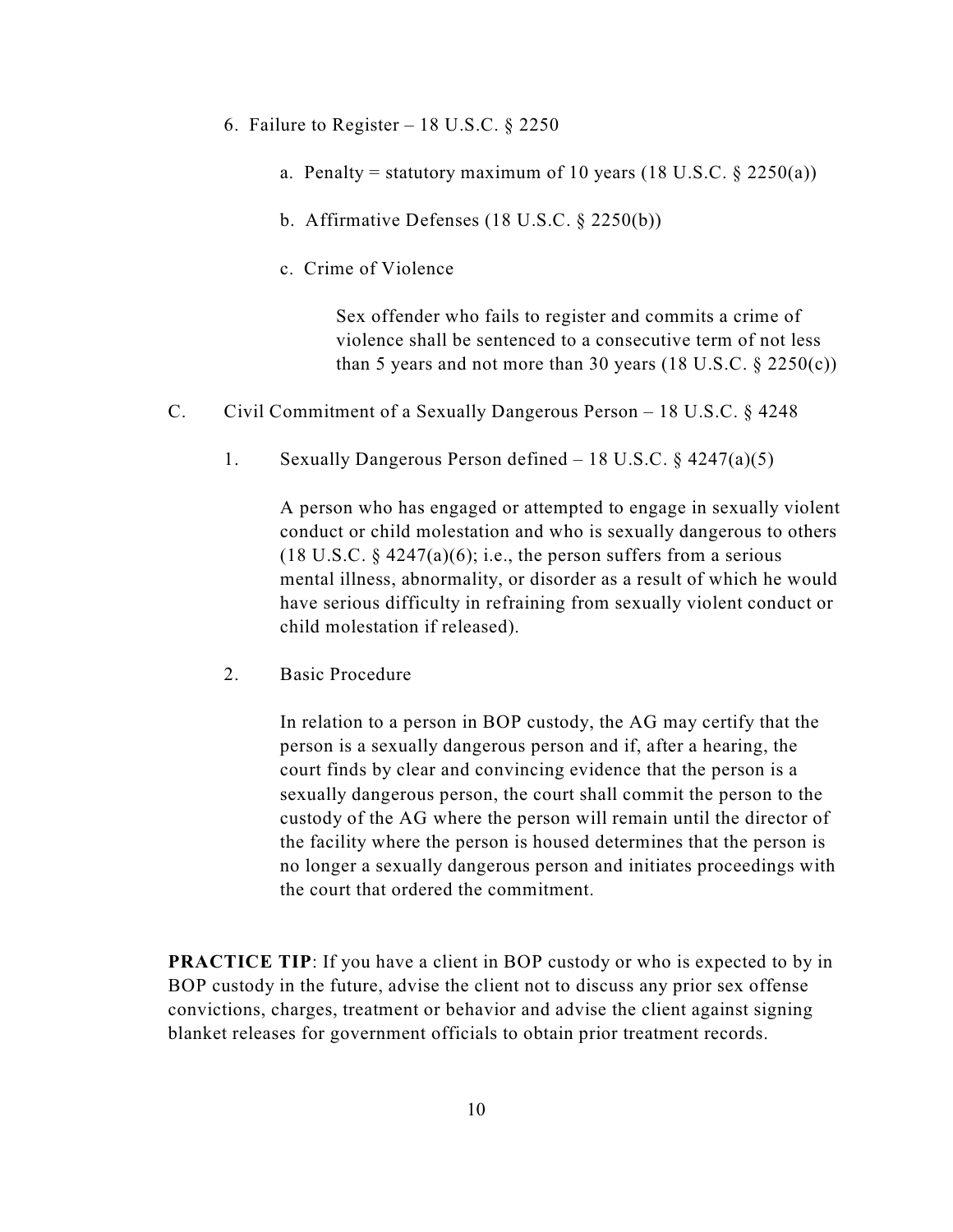6. Failure to Register – 18 U.S.C. § 2250

   a. Penalty = statutory maximum of 10 years (18 U.S.C. § 2250(a))

   b. Affirmative Defenses (18 U.S.C. § 2250(b))

   c. Crime of Violence

      Sex offender who fails to register and commits a crime of violence shall be sentenced to a consecutive term of not less than 5 years and not more than 30 years (18 U.S.C. § 2250(c))

C. Civil Commitment of a Sexually Dangerous Person – 18 U.S.C. § 4248

1. Sexually Dangerous Person defined – 18 U.S.C. § 4247(a)(5)

   A person who has engaged or attempted to engage in sexually violent conduct or child molestation and who is sexually dangerous to others (18 U.S.C. § 4247(a)(6); i.e., the person suffers from a serious mental illness, abnormality, or disorder as a result of which he would have serious difficulty in refraining from sexually violent conduct or child molestation if released).

2. Basic Procedure

   In relation to a person in BOP custody, the AG may certify that the person is a sexually dangerous person and if, after a hearing, the court finds by clear and convincing evidence that the person is a sexually dangerous person, the court shall commit the person to the custody of the AG where the person will remain until the director of the facility where the person is housed determines that the person is no longer a sexually dangerous person and initiates proceedings with the court that ordered the commitment.

**PRACTICE TIP**: If you have a client in BOP custody or who is expected to by in BOP custody in the future, advise the client not to discuss any prior sex offense convictions, charges, treatment or behavior and advise the client against signing blanket releases for government officials to obtain prior treatment records.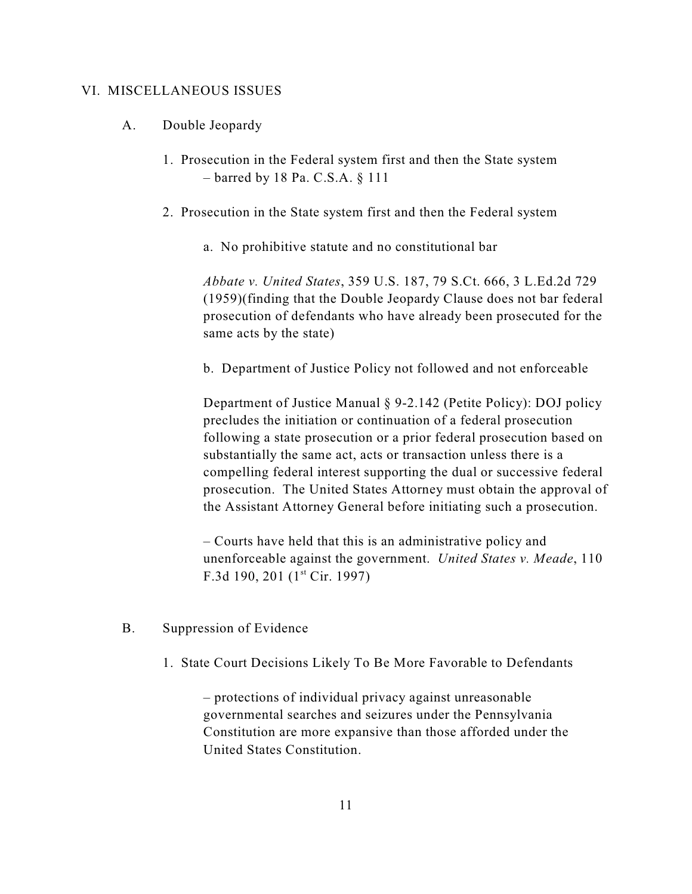## VI. MISCELLANEOUS ISSUES

### A. Double Jeopardy

1. Prosecution in the Federal system first and then the State system
   – barred by 18 Pa. C.S.A. § 111

2. Prosecution in the State system first and then the Federal system

   a. No prohibitive statute and no constitutional bar

   *Abbate v. United States*, 359 U.S. 187, 79 S.Ct. 666, 3 L.Ed.2d 729 (1959)(finding that the Double Jeopardy Clause does not bar federal prosecution of defendants who have already been prosecuted for the same acts by the state)

   b. Department of Justice Policy not followed and not enforceable

   Department of Justice Manual § 9-2.142 (Petite Policy): DOJ policy precludes the initiation or continuation of a federal prosecution following a state prosecution or a prior federal prosecution based on substantially the same act, acts or transaction unless there is a compelling federal interest supporting the dual or successive federal prosecution. The United States Attorney must obtain the approval of the Assistant Attorney General before initiating such a prosecution.

   – Courts have held that this is an administrative policy and unenforceable against the government. *United States v. Meade*, 110 F.3d 190, 201 (1st Cir. 1997)

### B. Suppression of Evidence

1. State Court Decisions Likely To Be More Favorable to Defendants

   – protections of individual privacy against unreasonable governmental searches and seizures under the Pennsylvania Constitution are more expansive than those afforded under the United States Constitution.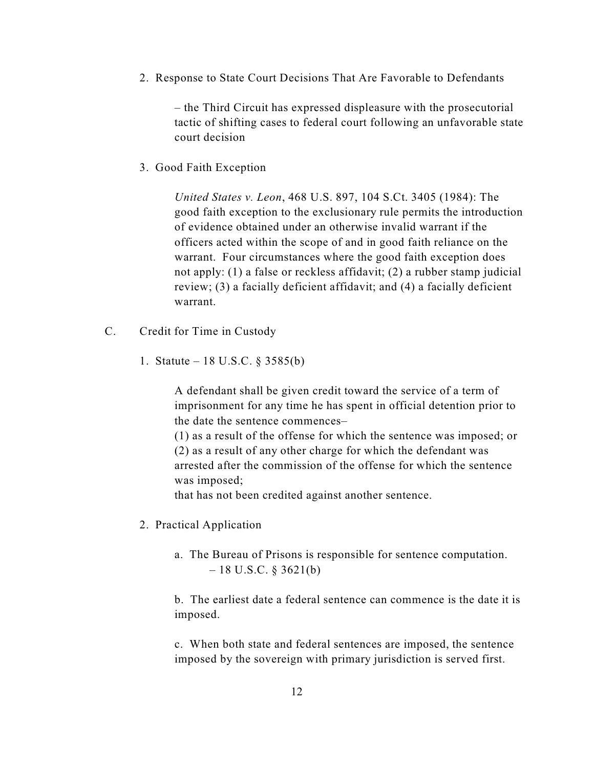2. Response to State Court Decisions That Are Favorable to Defendants

– the Third Circuit has expressed displeasure with the prosecutorial tactic of shifting cases to federal court following an unfavorable state court decision

3. Good Faith Exception

*United States v. Leon*, 468 U.S. 897, 104 S.Ct. 3405 (1984): The good faith exception to the exclusionary rule permits the introduction of evidence obtained under an otherwise invalid warrant if the officers acted within the scope of and in good faith reliance on the warrant. Four circumstances where the good faith exception does not apply: (1) a false or reckless affidavit; (2) a rubber stamp judicial review; (3) a facially deficient affidavit; and (4) a facially deficient warrant.

C. Credit for Time in Custody

1. Statute – 18 U.S.C. § 3585(b)

A defendant shall be given credit toward the service of a term of imprisonment for any time he has spent in official detention prior to the date the sentence commences–
(1) as a result of the offense for which the sentence was imposed; or
(2) as a result of any other charge for which the defendant was arrested after the commission of the offense for which the sentence was imposed;
that has not been credited against another sentence.

2. Practical Application

a. The Bureau of Prisons is responsible for sentence computation.
– 18 U.S.C. § 3621(b)

b. The earliest date a federal sentence can commence is the date it is imposed.

c. When both state and federal sentences are imposed, the sentence imposed by the sovereign with primary jurisdiction is served first.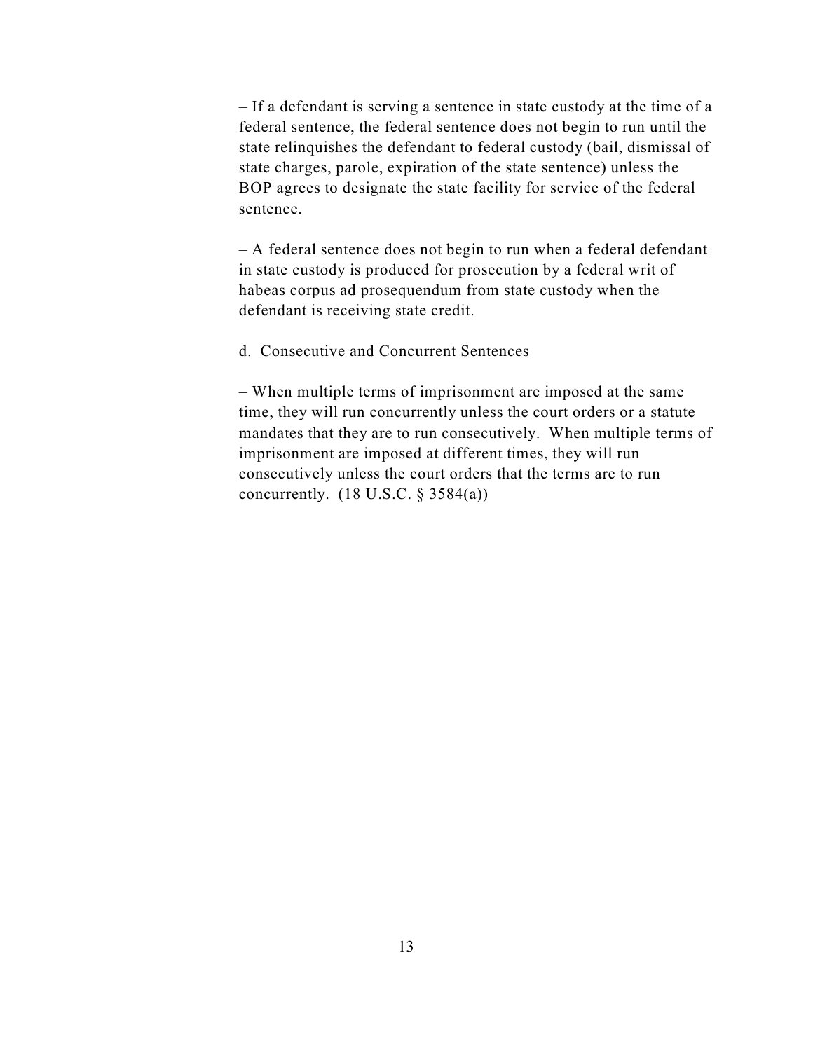– If a defendant is serving a sentence in state custody at the time of a federal sentence, the federal sentence does not begin to run until the state relinquishes the defendant to federal custody (bail, dismissal of state charges, parole, expiration of the state sentence) unless the BOP agrees to designate the state facility for service of the federal sentence.

– A federal sentence does not begin to run when a federal defendant in state custody is produced for prosecution by a federal writ of habeas corpus ad prosequendum from state custody when the defendant is receiving state credit.

d. Consecutive and Concurrent Sentences

– When multiple terms of imprisonment are imposed at the same time, they will run concurrently unless the court orders or a statute mandates that they are to run consecutively. When multiple terms of imprisonment are imposed at different times, they will run consecutively unless the court orders that the terms are to run concurrently. (18 U.S.C. § 3584(a))